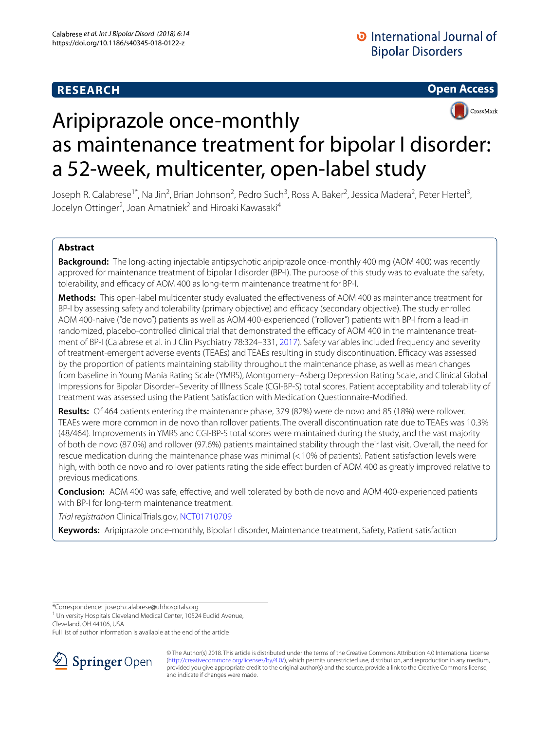**RESEARCH** **Open Access**

# Aripiprazole once-monthly as maintenance treatment for bipolar I disorder: a 52-week, multicenter, open-label study

Joseph R. Calabrese[1*], Na Jin[2], Brian Johnson[2], Pedro Such[3], Ross A. Baker[2], Jessica Madera[2], Peter Hertel[3], Jocelyn Ottinger[2], Joan Amatniek[2] and Hiroaki Kawasaki[4]

## Abstract

**Background:** The long-acting injectable antipsychotic aripiprazole once-monthly 400 mg (AOM 400) was recently approved for maintenance treatment of bipolar I disorder (BP-I). The purpose of this study was to evaluate the safety, tolerability, and efficacy of AOM 400 as long-term maintenance treatment for BP-I.

**Methods:** This open-label multicenter study evaluated the effectiveness of AOM 400 as maintenance treatment for BP-I by assessing safety and tolerability (primary objective) and efficacy (secondary objective). The study enrolled AOM 400-naive ("de novo") patients as well as AOM 400-experienced ("rollover") patients with BP-I from a lead-in randomized, placebo-controlled clinical trial that demonstrated the efficacy of AOM 400 in the maintenance treatment of BP-I (Calabrese et al. in J Clin Psychiatry 78:324–331, 2017). Safety variables included frequency and severity of treatment-emergent adverse events (TEAEs) and TEAEs resulting in study discontinuation. Efficacy was assessed by the proportion of patients maintaining stability throughout the maintenance phase, as well as mean changes from baseline in Young Mania Rating Scale (YMRS), Montgomery–Asberg Depression Rating Scale, and Clinical Global Impressions for Bipolar Disorder–Severity of Illness Scale (CGI-BP-S) total scores. Patient acceptability and tolerability of treatment was assessed using the Patient Satisfaction with Medication Questionnaire-Modified.

**Results:** Of 464 patients entering the maintenance phase, 379 (82%) were de novo and 85 (18%) were rollover. TEAEs were more common in de novo than rollover patients. The overall discontinuation rate due to TEAEs was 10.3% (48/464). Improvements in YMRS and CGI-BP-S total scores were maintained during the study, and the vast majority of both de novo (87.0%) and rollover (97.6%) patients maintained stability through their last visit. Overall, the need for rescue medication during the maintenance phase was minimal (< 10% of patients). Patient satisfaction levels were high, with both de novo and rollover patients rating the side effect burden of AOM 400 as greatly improved relative to previous medications.

**Conclusion:** AOM 400 was safe, effective, and well tolerated by both de novo and AOM 400-experienced patients with BP-I for long-term maintenance treatment.

*Trial registration* ClinicalTrials.gov, NCT01710709

**Keywords:** Aripiprazole once-monthly, Bipolar I disorder, Maintenance treatment, Safety, Patient satisfaction

*Correspondence: joseph.calabrese@uhhospitals.org
[1] University Hospitals Cleveland Medical Center, 10524 Euclid Avenue, Cleveland, OH 44106, USA
Full list of author information is available at the end of the article

© The Author(s) 2018. This article is distributed under the terms of the Creative Commons Attribution 4.0 International License (http://creativecommons.org/licenses/by/4.0/), which permits unrestricted use, distribution, and reproduction in any medium, provided you give appropriate credit to the original author(s) and the source, provide a link to the Creative Commons license, and indicate if changes were made.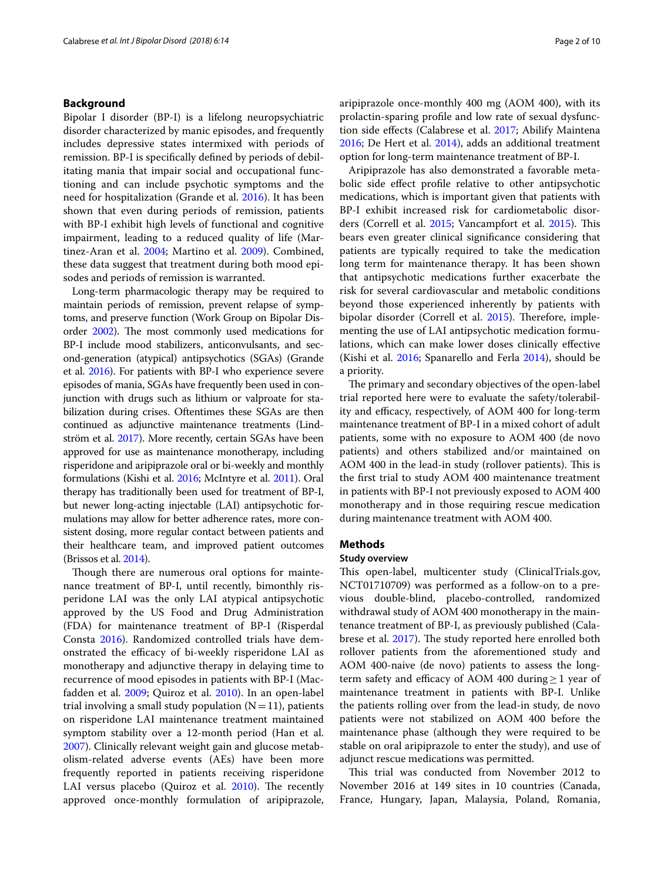## Background

Bipolar I disorder (BP-I) is a lifelong neuropsychiatric disorder characterized by manic episodes, and frequently includes depressive states intermixed with periods of remission. BP-I is specifically defined by periods of debilitating mania that impair social and occupational functioning and can include psychotic symptoms and the need for hospitalization (Grande et al. 2016). It has been shown that even during periods of remission, patients with BP-I exhibit high levels of functional and cognitive impairment, leading to a reduced quality of life (Martinez-Aran et al. 2004; Martino et al. 2009). Combined, these data suggest that treatment during both mood episodes and periods of remission is warranted.

Long-term pharmacologic therapy may be required to maintain periods of remission, prevent relapse of symptoms, and preserve function (Work Group on Bipolar Disorder 2002). The most commonly used medications for BP-I include mood stabilizers, anticonvulsants, and second-generation (atypical) antipsychotics (SGAs) (Grande et al. 2016). For patients with BP-I who experience severe episodes of mania, SGAs have frequently been used in conjunction with drugs such as lithium or valproate for stabilization during crises. Oftentimes these SGAs are then continued as adjunctive maintenance treatments (Lindström et al. 2017). More recently, certain SGAs have been approved for use as maintenance monotherapy, including risperidone and aripiprazole oral or bi-weekly and monthly formulations (Kishi et al. 2016; McIntyre et al. 2011). Oral therapy has traditionally been used for treatment of BP-I, but newer long-acting injectable (LAI) antipsychotic formulations may allow for better adherence rates, more consistent dosing, more regular contact between patients and their healthcare team, and improved patient outcomes (Brissos et al. 2014).

Though there are numerous oral options for maintenance treatment of BP-I, until recently, bimonthly risperidone LAI was the only LAI atypical antipsychotic approved by the US Food and Drug Administration (FDA) for maintenance treatment of BP-I (Risperdal Consta 2016). Randomized controlled trials have demonstrated the efficacy of bi-weekly risperidone LAI as monotherapy and adjunctive therapy in delaying time to recurrence of mood episodes in patients with BP-I (Macfadden et al. 2009; Quiroz et al. 2010). In an open-label trial involving a small study population (N = 11), patients on risperidone LAI maintenance treatment maintained symptom stability over a 12-month period (Han et al. 2007). Clinically relevant weight gain and glucose metabolism-related adverse events (AEs) have been more frequently reported in patients receiving risperidone LAI versus placebo (Quiroz et al. 2010). The recently approved once-monthly formulation of aripiprazole, aripiprazole once-monthly 400 mg (AOM 400), with its prolactin-sparing profile and low rate of sexual dysfunction side effects (Calabrese et al. 2017; Abilify Maintena 2016; De Hert et al. 2014), adds an additional treatment option for long-term maintenance treatment of BP-I.

Aripiprazole has also demonstrated a favorable metabolic side effect profile relative to other antipsychotic medications, which is important given that patients with BP-I exhibit increased risk for cardiometabolic disorders (Correll et al. 2015; Vancampfort et al. 2015). This bears even greater clinical significance considering that patients are typically required to take the medication long term for maintenance therapy. It has been shown that antipsychotic medications further exacerbate the risk for several cardiovascular and metabolic conditions beyond those experienced inherently by patients with bipolar disorder (Correll et al. 2015). Therefore, implementing the use of LAI antipsychotic medication formulations, which can make lower doses clinically effective (Kishi et al. 2016; Spanarello and Ferla 2014), should be a priority.

The primary and secondary objectives of the open-label trial reported here were to evaluate the safety/tolerability and efficacy, respectively, of AOM 400 for long-term maintenance treatment of BP-I in a mixed cohort of adult patients, some with no exposure to AOM 400 (de novo patients) and others stabilized and/or maintained on AOM 400 in the lead-in study (rollover patients). This is the first trial to study AOM 400 maintenance treatment in patients with BP-I not previously exposed to AOM 400 monotherapy and in those requiring rescue medication during maintenance treatment with AOM 400.

## Methods

### Study overview

This open-label, multicenter study (ClinicalTrials.gov, NCT01710709) was performed as a follow-on to a previous double-blind, placebo-controlled, randomized withdrawal study of AOM 400 monotherapy in the maintenance treatment of BP-I, as previously published (Calabrese et al. 2017). The study reported here enrolled both rollover patients from the aforementioned study and AOM 400-naive (de novo) patients to assess the long-term safety and efficacy of AOM 400 during ≥ 1 year of maintenance treatment in patients with BP-I. Unlike the patients rolling over from the lead-in study, de novo patients were not stabilized on AOM 400 before the maintenance phase (although they were required to be stable on oral aripiprazole to enter the study), and use of adjunct rescue medications was permitted.

This trial was conducted from November 2012 to November 2016 at 149 sites in 10 countries (Canada, France, Hungary, Japan, Malaysia, Poland, Romania,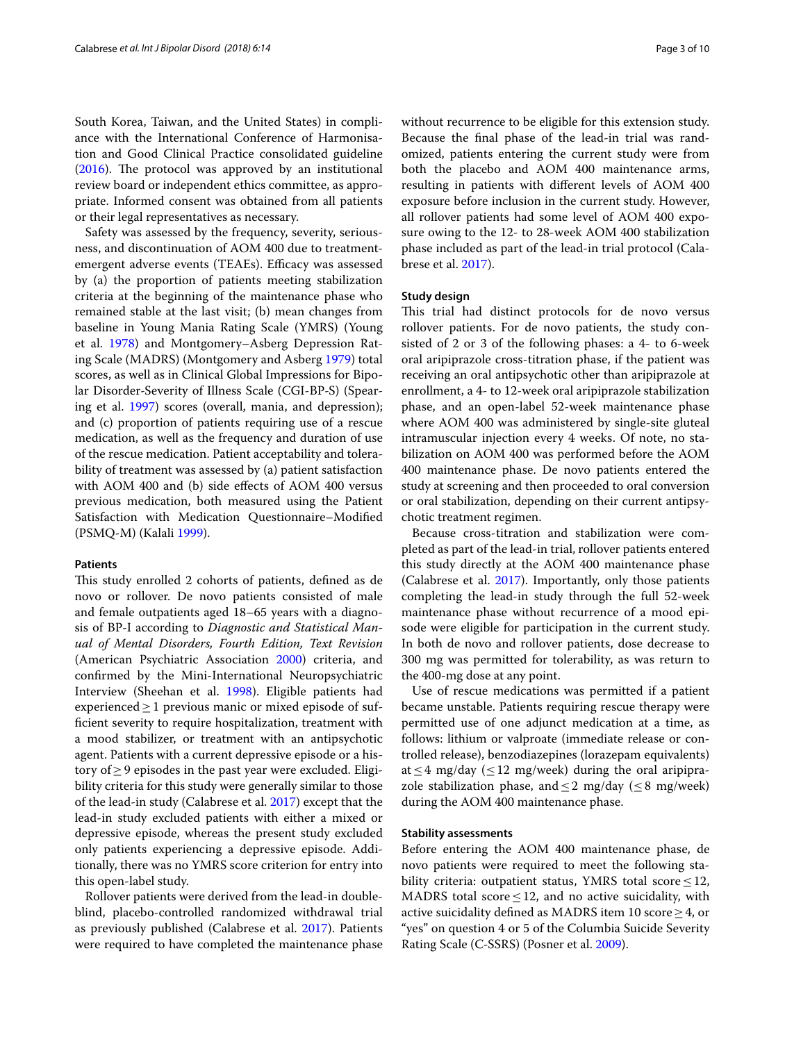South Korea, Taiwan, and the United States) in compliance with the International Conference of Harmonisation and Good Clinical Practice consolidated guideline (2016). The protocol was approved by an institutional review board or independent ethics committee, as appropriate. Informed consent was obtained from all patients or their legal representatives as necessary.

Safety was assessed by the frequency, severity, seriousness, and discontinuation of AOM 400 due to treatment-emergent adverse events (TEAEs). Efficacy was assessed by (a) the proportion of patients meeting stabilization criteria at the beginning of the maintenance phase who remained stable at the last visit; (b) mean changes from baseline in Young Mania Rating Scale (YMRS) (Young et al. 1978) and Montgomery–Asberg Depression Rating Scale (MADRS) (Montgomery and Asberg 1979) total scores, as well as in Clinical Global Impressions for Bipolar Disorder-Severity of Illness Scale (CGI-BP-S) (Spearing et al. 1997) scores (overall, mania, and depression); and (c) proportion of patients requiring use of a rescue medication, as well as the frequency and duration of use of the rescue medication. Patient acceptability and tolerability of treatment was assessed by (a) patient satisfaction with AOM 400 and (b) side effects of AOM 400 versus previous medication, both measured using the Patient Satisfaction with Medication Questionnaire–Modified (PSMQ-M) (Kalali 1999).

### Patients

This study enrolled 2 cohorts of patients, defined as de novo or rollover. De novo patients consisted of male and female outpatients aged 18–65 years with a diagnosis of BP-I according to *Diagnostic and Statistical Manual of Mental Disorders, Fourth Edition, Text Revision* (American Psychiatric Association 2000) criteria, and confirmed by the Mini-International Neuropsychiatric Interview (Sheehan et al. 1998). Eligible patients had experienced ≥ 1 previous manic or mixed episode of sufficient severity to require hospitalization, treatment with a mood stabilizer, or treatment with an antipsychotic agent. Patients with a current depressive episode or a history of ≥ 9 episodes in the past year were excluded. Eligibility criteria for this study were generally similar to those of the lead-in study (Calabrese et al. 2017) except that the lead-in study excluded patients with either a mixed or depressive episode, whereas the present study excluded only patients experiencing a depressive episode. Additionally, there was no YMRS score criterion for entry into this open-label study.

Rollover patients were derived from the lead-in double-blind, placebo-controlled randomized withdrawal trial as previously published (Calabrese et al. 2017). Patients were required to have completed the maintenance phase without recurrence to be eligible for this extension study. Because the final phase of the lead-in trial was randomized, patients entering the current study were from both the placebo and AOM 400 maintenance arms, resulting in patients with different levels of AOM 400 exposure before inclusion in the current study. However, all rollover patients had some level of AOM 400 exposure owing to the 12- to 28-week AOM 400 stabilization phase included as part of the lead-in trial protocol (Calabrese et al. 2017).

### Study design

This trial had distinct protocols for de novo versus rollover patients. For de novo patients, the study consisted of 2 or 3 of the following phases: a 4- to 6-week oral aripiprazole cross-titration phase, if the patient was receiving an oral antipsychotic other than aripiprazole at enrollment, a 4- to 12-week oral aripiprazole stabilization phase, and an open-label 52-week maintenance phase where AOM 400 was administered by single-site gluteal intramuscular injection every 4 weeks. Of note, no stabilization on AOM 400 was performed before the AOM 400 maintenance phase. De novo patients entered the study at screening and then proceeded to oral conversion or oral stabilization, depending on their current antipsychotic treatment regimen.

Because cross-titration and stabilization were completed as part of the lead-in trial, rollover patients entered this study directly at the AOM 400 maintenance phase (Calabrese et al. 2017). Importantly, only those patients completing the lead-in study through the full 52-week maintenance phase without recurrence of a mood episode were eligible for participation in the current study. In both de novo and rollover patients, dose decrease to 300 mg was permitted for tolerability, as was return to the 400-mg dose at any point.

Use of rescue medications was permitted if a patient became unstable. Patients requiring rescue therapy were permitted use of one adjunct medication at a time, as follows: lithium or valproate (immediate release or controlled release), benzodiazepines (lorazepam equivalents) at ≤ 4 mg/day (≤ 12 mg/week) during the oral aripiprazole stabilization phase, and ≤ 2 mg/day (≤ 8 mg/week) during the AOM 400 maintenance phase.

### Stability assessments

Before entering the AOM 400 maintenance phase, de novo patients were required to meet the following stability criteria: outpatient status, YMRS total score ≤ 12, MADRS total score ≤ 12, and no active suicidality, with active suicidality defined as MADRS item 10 score ≥ 4, or "yes" on question 4 or 5 of the Columbia Suicide Severity Rating Scale (C-SSRS) (Posner et al. 2009).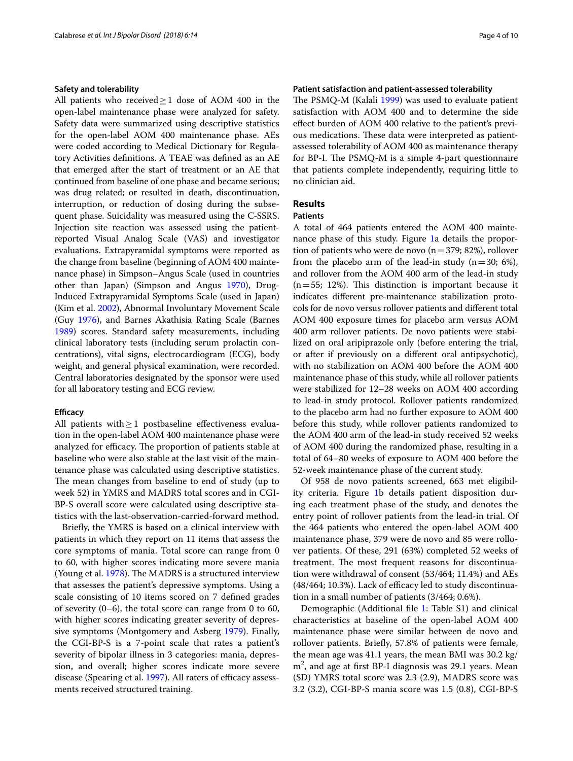### Safety and tolerability

All patients who received ≥ 1 dose of AOM 400 in the open-label maintenance phase were analyzed for safety. Safety data were summarized using descriptive statistics for the open-label AOM 400 maintenance phase. AEs were coded according to Medical Dictionary for Regulatory Activities definitions. A TEAE was defined as an AE that emerged after the start of treatment or an AE that continued from baseline of one phase and became serious; was drug related; or resulted in death, discontinuation, interruption, or reduction of dosing during the subsequent phase. Suicidality was measured using the C-SSRS. Injection site reaction was assessed using the patient-reported Visual Analog Scale (VAS) and investigator evaluations. Extrapyramidal symptoms were reported as the change from baseline (beginning of AOM 400 maintenance phase) in Simpson–Angus Scale (used in countries other than Japan) (Simpson and Angus 1970), Drug-Induced Extrapyramidal Symptoms Scale (used in Japan) (Kim et al. 2002), Abnormal Involuntary Movement Scale (Guy 1976), and Barnes Akathisia Rating Scale (Barnes 1989) scores. Standard safety measurements, including clinical laboratory tests (including serum prolactin concentrations), vital signs, electrocardiogram (ECG), body weight, and general physical examination, were recorded. Central laboratories designated by the sponsor were used for all laboratory testing and ECG review.

### Efficacy

All patients with ≥ 1 postbaseline effectiveness evaluation in the open-label AOM 400 maintenance phase were analyzed for efficacy. The proportion of patients stable at baseline who were also stable at the last visit of the maintenance phase was calculated using descriptive statistics. The mean changes from baseline to end of study (up to week 52) in YMRS and MADRS total scores and in CGI-BP-S overall score were calculated using descriptive statistics with the last-observation-carried-forward method.

Briefly, the YMRS is based on a clinical interview with patients in which they report on 11 items that assess the core symptoms of mania. Total score can range from 0 to 60, with higher scores indicating more severe mania (Young et al. 1978). The MADRS is a structured interview that assesses the patient's depressive symptoms. Using a scale consisting of 10 items scored on 7 defined grades of severity (0–6), the total score can range from 0 to 60, with higher scores indicating greater severity of depressive symptoms (Montgomery and Asberg 1979). Finally, the CGI-BP-S is a 7-point scale that rates a patient's severity of bipolar illness in 3 categories: mania, depression, and overall; higher scores indicate more severe disease (Spearing et al. 1997). All raters of efficacy assessments received structured training.

### Patient satisfaction and patient-assessed tolerability

The PSMQ-M (Kalali 1999) was used to evaluate patient satisfaction with AOM 400 and to determine the side effect burden of AOM 400 relative to the patient's previous medications. These data were interpreted as patient-assessed tolerability of AOM 400 as maintenance therapy for BP-I. The PSMQ-M is a simple 4-part questionnaire that patients complete independently, requiring little to no clinician aid.

## Results

### Patients

A total of 464 patients entered the AOM 400 maintenance phase of this study. Figure 1a details the proportion of patients who were de novo (n = 379; 82%), rollover from the placebo arm of the lead-in study (n = 30; 6%), and rollover from the AOM 400 arm of the lead-in study (n = 55; 12%). This distinction is important because it indicates different pre-maintenance stabilization protocols for de novo versus rollover patients and different total AOM 400 exposure times for placebo arm versus AOM 400 arm rollover patients. De novo patients were stabilized on oral aripiprazole only (before entering the trial, or after if previously on a different oral antipsychotic), with no stabilization on AOM 400 before the AOM 400 maintenance phase of this study, while all rollover patients were stabilized for 12–28 weeks on AOM 400 according to lead-in study protocol. Rollover patients randomized to the placebo arm had no further exposure to AOM 400 before this study, while rollover patients randomized to the AOM 400 arm of the lead-in study received 52 weeks of AOM 400 during the randomized phase, resulting in a total of 64–80 weeks of exposure to AOM 400 before the 52-week maintenance phase of the current study.

Of 958 de novo patients screened, 663 met eligibility criteria. Figure 1b details patient disposition during each treatment phase of the study, and denotes the entry point of rollover patients from the lead-in trial. Of the 464 patients who entered the open-label AOM 400 maintenance phase, 379 were de novo and 85 were rollover patients. Of these, 291 (63%) completed 52 weeks of treatment. The most frequent reasons for discontinuation were withdrawal of consent (53/464; 11.4%) and AEs (48/464; 10.3%). Lack of efficacy led to study discontinuation in a small number of patients (3/464; 0.6%).

Demographic (Additional file 1: Table S1) and clinical characteristics at baseline of the open-label AOM 400 maintenance phase were similar between de novo and rollover patients. Briefly, 57.8% of patients were female, the mean age was 41.1 years, the mean BMI was 30.2 kg/m$^2$, and age at first BP-I diagnosis was 29.1 years. Mean (SD) YMRS total score was 2.3 (2.9), MADRS score was 3.2 (3.2), CGI-BP-S mania score was 1.5 (0.8), CGI-BP-S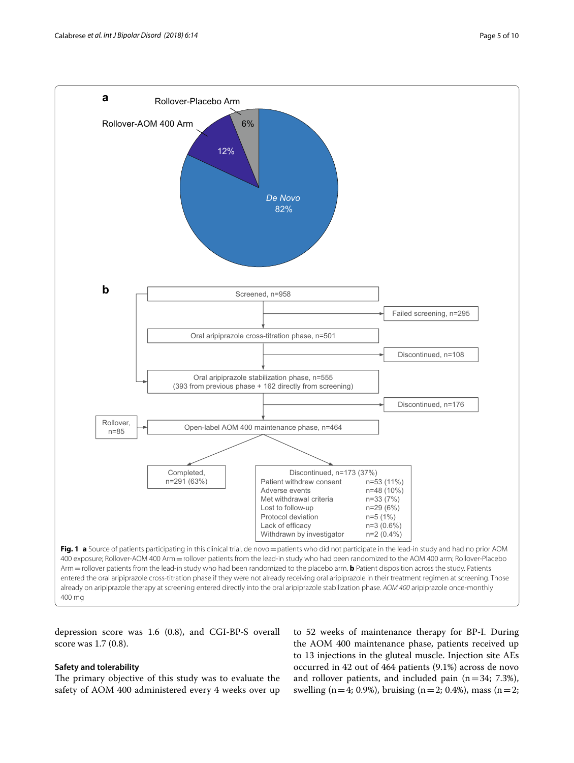**Fig. 1** **a** Source of patients participating in this clinical trial. de novo = patients who did not participate in the lead-in study and had no prior AOM 400 exposure; Rollover-AOM 400 Arm = rollover patients from the lead-in study who had been randomized to the AOM 400 arm; Rollover-Placebo Arm = rollover patients from the lead-in study who had been randomized to the placebo arm. **b** Patient disposition across the study. Patients entered the oral aripiprazole cross-titration phase if they were not already receiving oral aripiprazole in their treatment regimen at screening. Those already on aripiprazole therapy at screening entered directly into the oral aripiprazole stabilization phase. *AOM 400* aripiprazole once-monthly 400 mg

depression score was 1.6 (0.8), and CGI-BP-S overall score was 1.7 (0.8).

### Safety and tolerability

The primary objective of this study was to evaluate the safety of AOM 400 administered every 4 weeks over up to 52 weeks of maintenance therapy for BP-I. During the AOM 400 maintenance phase, patients received up to 13 injections in the gluteal muscle. Injection site AEs occurred in 42 out of 464 patients (9.1%) across de novo and rollover patients, and included pain (n = 34; 7.3%), swelling (n = 4; 0.9%), bruising (n = 2; 0.4%), mass (n = 2;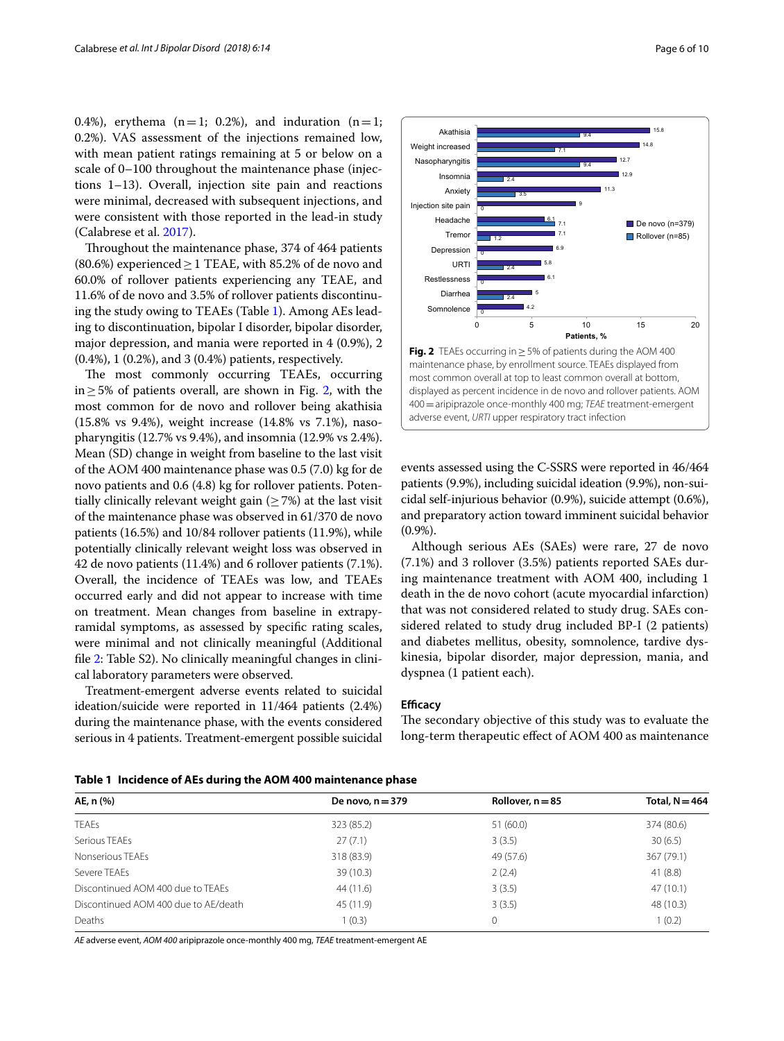0.4%), erythema (n = 1; 0.2%), and induration (n = 1; 0.2%). VAS assessment of the injections remained low, with mean patient ratings remaining at 5 or below on a scale of 0–100 throughout the maintenance phase (injections 1–13). Overall, injection site pain and reactions were minimal, decreased with subsequent injections, and were consistent with those reported in the lead-in study (Calabrese et al. 2017).

Throughout the maintenance phase, 374 of 464 patients (80.6%) experienced ≥ 1 TEAE, with 85.2% of de novo and 60.0% of rollover patients experiencing any TEAE, and 11.6% of de novo and 3.5% of rollover patients discontinuing the study owing to TEAEs (Table 1). Among AEs leading to discontinuation, bipolar I disorder, bipolar disorder, major depression, and mania were reported in 4 (0.9%), 2 (0.4%), 1 (0.2%), and 3 (0.4%) patients, respectively.

The most commonly occurring TEAEs, occurring in ≥ 5% of patients overall, are shown in Fig. 2, with the most common for de novo and rollover being akathisia (15.8% vs 9.4%), weight increase (14.8% vs 7.1%), nasopharyngitis (12.7% vs 9.4%), and insomnia (12.9% vs 2.4%). Mean (SD) change in weight from baseline to the last visit of the AOM 400 maintenance phase was 0.5 (7.0) kg for de novo patients and 0.6 (4.8) kg for rollover patients. Potentially clinically relevant weight gain (≥ 7%) at the last visit of the maintenance phase was observed in 61/370 de novo patients (16.5%) and 10/84 rollover patients (11.9%), while potentially clinically relevant weight loss was observed in 42 de novo patients (11.4%) and 6 rollover patients (7.1%). Overall, the incidence of TEAEs was low, and TEAEs occurred early and did not appear to increase with time on treatment. Mean changes from baseline in extrapyramidal symptoms, as assessed by specific rating scales, were minimal and not clinically meaningful (Additional file 2: Table S2). No clinically meaningful changes in clinical laboratory parameters were observed.

Treatment-emergent adverse events related to suicidal ideation/suicide were reported in 11/464 patients (2.4%) during the maintenance phase, with the events considered serious in 4 patients. Treatment-emergent possible suicidal events assessed using the C-SSRS were reported in 46/464 patients (9.9%), including suicidal ideation (9.9%), non-suicidal self-injurious behavior (0.9%), suicide attempt (0.6%), and preparatory action toward imminent suicidal behavior (0.9%).

Although serious AEs (SAEs) were rare, 27 de novo (7.1%) and 3 rollover (3.5%) patients reported SAEs during maintenance treatment with AOM 400, including 1 death in the de novo cohort (acute myocardial infarction) that was not considered related to study drug. SAEs considered related to study drug included BP-I (2 patients) and diabetes mellitus, obesity, somnolence, tardive dyskinesia, bipolar disorder, major depression, mania, and dyspnea (1 patient each).

| TEAE | De novo (n=379) | Rollover (n=85) |
|---|---|---|
| Akathisia | 15.8 | 9.4 |
| Weight increased | 14.8 | 7.1 |
| Nasopharyngitis | 12.7 | 9.4 |
| Insomnia | 12.9 | 2.4 |
| Anxiety | 11.3 | 3.5 |
| Injection site pain | 9 | 0 |
| Headache | 6.1 | 7.1 |
| Tremor | 7.1 | 1.2 |
| Depression | 6.9 | 0 |
| URTI | 5.8 | 2.4 |
| Restlessness | 6.1 | 0 |
| Diarrhea | 5 | 2.4 |
| Somnolence | 4.2 | 0 |

**Fig. 2** TEAEs occurring in ≥ 5% of patients during the AOM 400 maintenance phase, by enrollment source. TEAEs displayed from most common overall at top to least common overall at bottom, displayed as percent incidence in de novo and rollover patients. AOM 400 = aripiprazole once-monthly 400 mg; *TEAE* treatment-emergent adverse event, *URTI* upper respiratory tract infection

#### Efficacy

The secondary objective of this study was to evaluate the long-term therapeutic effect of AOM 400 as maintenance

**Table 1 Incidence of AEs during the AOM 400 maintenance phase**

| AE, n (%) | De novo, n = 379 | Rollover, n = 85 | Total, N = 464 |
|---|---|---|---|
| TEAEs | 323 (85.2) | 51 (60.0) | 374 (80.6) |
| Serious TEAEs | 27 (7.1) | 3 (3.5) | 30 (6.5) |
| Nonserious TEAEs | 318 (83.9) | 49 (57.6) | 367 (79.1) |
| Severe TEAEs | 39 (10.3) | 2 (2.4) | 41 (8.8) |
| Discontinued AOM 400 due to TEAEs | 44 (11.6) | 3 (3.5) | 47 (10.1) |
| Discontinued AOM 400 due to AE/death | 45 (11.9) | 3 (3.5) | 48 (10.3) |
| Deaths | 1 (0.3) | 0 | 1 (0.2) |

*AE* adverse event, *AOM 400* aripiprazole once-monthly 400 mg, *TEAE* treatment-emergent AE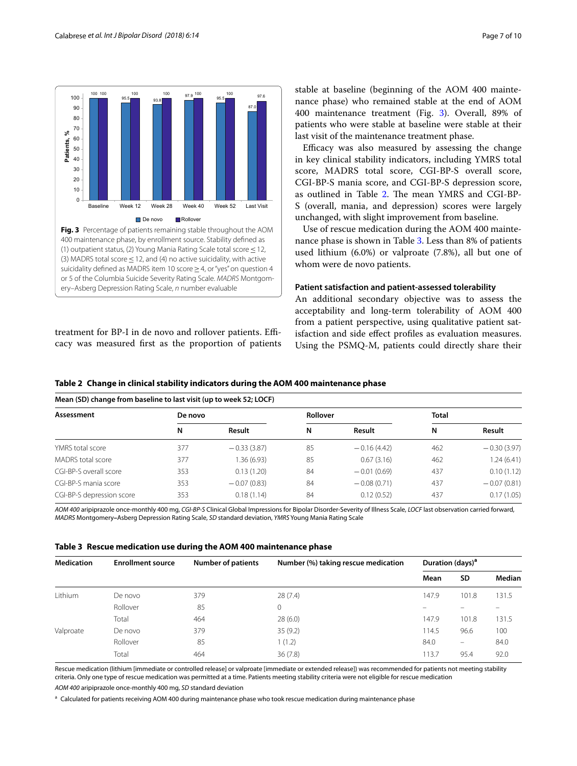**Fig. 3** Percentage of patients remaining stable throughout the AOM 400 maintenance phase, by enrollment source. Stability defined as (1) outpatient status, (2) Young Mania Rating Scale total score ≤ 12, (3) MADRS total score ≤ 12, and (4) no active suicidality, with active suicidality defined as MADRS item 10 score ≥ 4, or "yes" on question 4 or 5 of the Columbia Suicide Severity Rating Scale. *MADRS* Montgomery–Asberg Depression Rating Scale, *n* number evaluable

treatment for BP-I in de novo and rollover patients. Efficacy was measured first as the proportion of patients stable at baseline (beginning of the AOM 400 maintenance phase) who remained stable at the end of AOM 400 maintenance treatment (Fig. 3). Overall, 89% of patients who were stable at baseline were stable at their last visit of the maintenance treatment phase.

Efficacy was also measured by assessing the change in key clinical stability indicators, including YMRS total score, MADRS total score, CGI-BP-S overall score, CGI-BP-S mania score, and CGI-BP-S depression score, as outlined in Table 2. The mean YMRS and CGI-BP-S (overall, mania, and depression) scores were largely unchanged, with slight improvement from baseline.

Use of rescue medication during the AOM 400 maintenance phase is shown in Table 3. Less than 8% of patients used lithium (6.0%) or valproate (7.8%), all but one of whom were de novo patients.

### Patient satisfaction and patient-assessed tolerability

An additional secondary objective was to assess the acceptability and long-term tolerability of AOM 400 from a patient perspective, using qualitative patient satisfaction and side effect profiles as evaluation measures. Using the PSMQ-M, patients could directly share their

**Table 2 Change in clinical stability indicators during the AOM 400 maintenance phase**

| Mean (SD) change from baseline to last visit (up to week 52; LOCF) | | | | | | |
|---|---|---|---|---|---|---|
| Assessment | De novo | | Rollover | | Total | |
| | N | Result | N | Result | N | Result |
| YMRS total score | 377 | −0.33 (3.87) | 85 | −0.16 (4.42) | 462 | −0.30 (3.97) |
| MADRS total score | 377 | 1.36 (6.93) | 85 | 0.67 (3.16) | 462 | 1.24 (6.41) |
| CGI-BP-S overall score | 353 | 0.13 (1.20) | 84 | −0.01 (0.69) | 437 | 0.10 (1.12) |
| CGI-BP-S mania score | 353 | −0.07 (0.83) | 84 | −0.08 (0.71) | 437 | −0.07 (0.81) |
| CGI-BP-S depression score | 353 | 0.18 (1.14) | 84 | 0.12 (0.52) | 437 | 0.17 (1.05) |

*AOM 400* aripiprazole once-monthly 400 mg, *CGI-BP-S* Clinical Global Impressions for Bipolar Disorder-Severity of Illness Scale, *LOCF* last observation carried forward, *MADRS* Montgomery–Asberg Depression Rating Scale, *SD* standard deviation, *YMRS* Young Mania Rating Scale

**Table 3 Rescue medication use during the AOM 400 maintenance phase**

| Medication | Enrollment source | Number of patients | Number (%) taking rescue medication | Duration (days)[a] | | |
|---|---|---|---|---|---|---|
| | | | | Mean | SD | Median |
| Lithium | De novo | 379 | 28 (7.4) | 147.9 | 101.8 | 131.5 |
| | Rollover | 85 | 0 | – | – | – |
| | Total | 464 | 28 (6.0) | 147.9 | 101.8 | 131.5 |
| Valproate | De novo | 379 | 35 (9.2) | 114.5 | 96.6 | 100 |
| | Rollover | 85 | 1 (1.2) | 84.0 | – | 84.0 |
| | Total | 464 | 36 (7.8) | 113.7 | 95.4 | 92.0 |

Rescue medication (lithium [immediate or controlled release] or valproate [immediate or extended release]) was recommended for patients not meeting stability criteria. Only one type of rescue medication was permitted at a time. Patients meeting stability criteria were not eligible for rescue medication

*AOM 400* aripiprazole once-monthly 400 mg, *SD* standard deviation

[a] Calculated for patients receiving AOM 400 during maintenance phase who took rescue medication during maintenance phase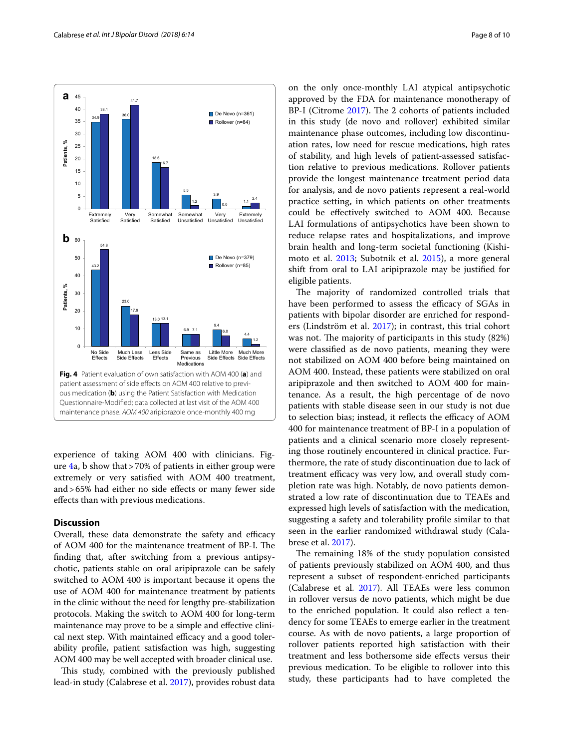Fig. 4 Patient evaluation of own satisfaction with AOM 400 (**a**) and patient assessment of side effects on AOM 400 relative to previous medication (**b**) using the Patient Satisfaction with Medication Questionnaire-Modified; data collected at last visit of the AOM 400 maintenance phase. *AOM 400* aripiprazole once-monthly 400 mg

experience of taking AOM 400 with clinicians. Figure 4a, b show that > 70% of patients in either group were extremely or very satisfied with AOM 400 treatment, and > 65% had either no side effects or many fewer side effects than with previous medications.

## Discussion

Overall, these data demonstrate the safety and efficacy of AOM 400 for the maintenance treatment of BP-I. The finding that, after switching from a previous antipsychotic, patients stable on oral aripiprazole can be safely switched to AOM 400 is important because it opens the use of AOM 400 for maintenance treatment by patients in the clinic without the need for lengthy pre-stabilization protocols. Making the switch to AOM 400 for long-term maintenance may prove to be a simple and effective clinical next step. With maintained efficacy and a good tolerability profile, patient satisfaction was high, suggesting AOM 400 may be well accepted with broader clinical use.

This study, combined with the previously published lead-in study (Calabrese et al. 2017), provides robust data on the only once-monthly LAI atypical antipsychotic approved by the FDA for maintenance monotherapy of BP-I (Citrome 2017). The 2 cohorts of patients included in this study (de novo and rollover) exhibited similar maintenance phase outcomes, including low discontinuation rates, low need for rescue medications, high rates of stability, and high levels of patient-assessed satisfaction relative to previous medications. Rollover patients provide the longest maintenance treatment period data for analysis, and de novo patients represent a real-world practice setting, in which patients on other treatments could be effectively switched to AOM 400. Because LAI formulations of antipsychotics have been shown to reduce relapse rates and hospitalizations, and improve brain health and long-term societal functioning (Kishimoto et al. 2013; Subotnik et al. 2015), a more general shift from oral to LAI aripiprazole may be justified for eligible patients.

The majority of randomized controlled trials that have been performed to assess the efficacy of SGAs in patients with bipolar disorder are enriched for responders (Lindström et al. 2017); in contrast, this trial cohort was not. The majority of participants in this study (82%) were classified as de novo patients, meaning they were not stabilized on AOM 400 before being maintained on AOM 400. Instead, these patients were stabilized on oral aripiprazole and then switched to AOM 400 for maintenance. As a result, the high percentage of de novo patients with stable disease seen in our study is not due to selection bias; instead, it reflects the efficacy of AOM 400 for maintenance treatment of BP-I in a population of patients and a clinical scenario more closely representing those routinely encountered in clinical practice. Furthermore, the rate of study discontinuation due to lack of treatment efficacy was very low, and overall study completion rate was high. Notably, de novo patients demonstrated a low rate of discontinuation due to TEAEs and expressed high levels of satisfaction with the medication, suggesting a safety and tolerability profile similar to that seen in the earlier randomized withdrawal study (Calabrese et al. 2017).

The remaining 18% of the study population consisted of patients previously stabilized on AOM 400, and thus represent a subset of respondent-enriched participants (Calabrese et al. 2017). All TEAEs were less common in rollover versus de novo patients, which might be due to the enriched population. It could also reflect a tendency for some TEAEs to emerge earlier in the treatment course. As with de novo patients, a large proportion of rollover patients reported high satisfaction with their treatment and less bothersome side effects versus their previous medication. To be eligible to rollover into this study, these participants had to have completed the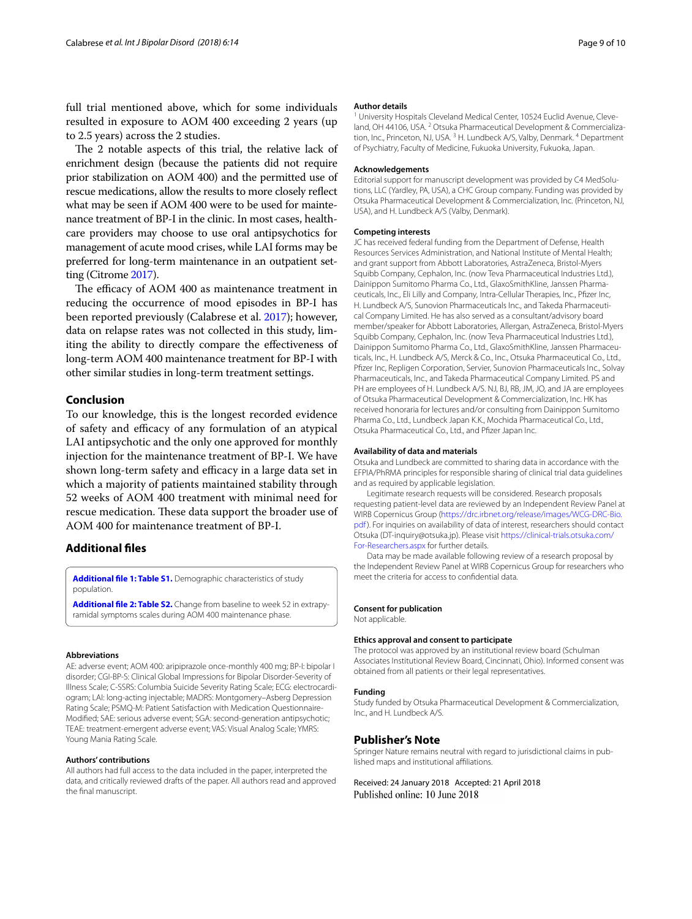full trial mentioned above, which for some individuals resulted in exposure to AOM 400 exceeding 2 years (up to 2.5 years) across the 2 studies.

The 2 notable aspects of this trial, the relative lack of enrichment design (because the patients did not require prior stabilization on AOM 400) and the permitted use of rescue medications, allow the results to more closely reflect what may be seen if AOM 400 were to be used for maintenance treatment of BP-I in the clinic. In most cases, healthcare providers may choose to use oral antipsychotics for management of acute mood crises, while LAI forms may be preferred for long-term maintenance in an outpatient setting (Citrome 2017).

The efficacy of AOM 400 as maintenance treatment in reducing the occurrence of mood episodes in BP-I has been reported previously (Calabrese et al. 2017); however, data on relapse rates was not collected in this study, limiting the ability to directly compare the effectiveness of long-term AOM 400 maintenance treatment for BP-I with other similar studies in long-term treatment settings.

## Conclusion

To our knowledge, this is the longest recorded evidence of safety and efficacy of any formulation of an atypical LAI antipsychotic and the only one approved for monthly injection for the maintenance treatment of BP-I. We have shown long-term safety and efficacy in a large data set in which a majority of patients maintained stability through 52 weeks of AOM 400 treatment with minimal need for rescue medication. These data support the broader use of AOM 400 for maintenance treatment of BP-I.

## Additional files

**Additional file 1: Table S1.** Demographic characteristics of study population.

**Additional file 2: Table S2.** Change from baseline to week 52 in extrapyramidal symptoms scales during AOM 400 maintenance phase.

#### Abbreviations

AE: adverse event; AOM 400: aripiprazole once-monthly 400 mg; BP-I: bipolar I disorder; CGI-BP-S: Clinical Global Impressions for Bipolar Disorder-Severity of Illness Scale; C-SSRS: Columbia Suicide Severity Rating Scale; ECG: electrocardiogram; LAI: long-acting injectable; MADRS: Montgomery–Asberg Depression Rating Scale; PSMQ-M: Patient Satisfaction with Medication Questionnaire-Modified; SAE: serious adverse event; SGA: second-generation antipsychotic; TEAE: treatment-emergent adverse event; VAS: Visual Analog Scale; YMRS: Young Mania Rating Scale.

#### Authors' contributions

All authors had full access to the data included in the paper, interpreted the data, and critically reviewed drafts of the paper. All authors read and approved the final manuscript.

#### Author details

[1] University Hospitals Cleveland Medical Center, 10524 Euclid Avenue, Cleveland, OH 44106, USA. [2] Otsuka Pharmaceutical Development & Commercialization, Inc., Princeton, NJ, USA. [3] H. Lundbeck A/S, Valby, Denmark. [4] Department of Psychiatry, Faculty of Medicine, Fukuoka University, Fukuoka, Japan.

#### Acknowledgements

Editorial support for manuscript development was provided by C4 MedSolutions, LLC (Yardley, PA, USA), a CHC Group company. Funding was provided by Otsuka Pharmaceutical Development & Commercialization, Inc. (Princeton, NJ, USA), and H. Lundbeck A/S (Valby, Denmark).

#### Competing interests

JC has received federal funding from the Department of Defense, Health Resources Services Administration, and National Institute of Mental Health; and grant support from Abbott Laboratories, AstraZeneca, Bristol-Myers Squibb Company, Cephalon, Inc. (now Teva Pharmaceutical Industries Ltd.), Dainippon Sumitomo Pharma Co., Ltd., GlaxoSmithKline, Janssen Pharmaceuticals, Inc., Eli Lilly and Company, Intra-Cellular Therapies, Inc., Pfizer Inc, H. Lundbeck A/S, Sunovion Pharmaceuticals Inc., and Takeda Pharmaceutical Company Limited. He has also served as a consultant/advisory board member/speaker for Abbott Laboratories, Allergan, AstraZeneca, Bristol-Myers Squibb Company, Cephalon, Inc. (now Teva Pharmaceutical Industries Ltd.), Dainippon Sumitomo Pharma Co., Ltd., GlaxoSmithKline, Janssen Pharmaceuticals, Inc., H. Lundbeck A/S, Merck & Co., Inc., Otsuka Pharmaceutical Co., Ltd., Pfizer Inc, Repligen Corporation, Servier, Sunovion Pharmaceuticals Inc., Solvay Pharmaceuticals, Inc., and Takeda Pharmaceutical Company Limited. PS and PH are employees of H. Lundbeck A/S. NJ, BJ, RB, JM, JO, and JA are employees of Otsuka Pharmaceutical Development & Commercialization, Inc. HK has received honoraria for lectures and/or consulting from Dainippon Sumitomo Pharma Co., Ltd., Lundbeck Japan K.K., Mochida Pharmaceutical Co., Ltd., Otsuka Pharmaceutical Co., Ltd., and Pfizer Japan Inc.

#### Availability of data and materials

Otsuka and Lundbeck are committed to sharing data in accordance with the EFPIA/PhRMA principles for responsible sharing of clinical trial data guidelines and as required by applicable legislation.

Legitimate research requests will be considered. Research proposals requesting patient-level data are reviewed by an Independent Review Panel at WIRB Copernicus Group (https://drc.irbnet.org/release/images/WCG-DRC-Bio.pdf). For inquiries on availability of data of interest, researchers should contact Otsuka (DT-inquiry@otsuka.jp). Please visit https://clinical-trials.otsuka.com/For-Researchers.aspx for further details.

Data may be made available following review of a research proposal by the Independent Review Panel at WIRB Copernicus Group for researchers who meet the criteria for access to confidential data.

#### Consent for publication

Not applicable.

#### Ethics approval and consent to participate

The protocol was approved by an institutional review board (Schulman Associates Institutional Review Board, Cincinnati, Ohio). Informed consent was obtained from all patients or their legal representatives.

#### Funding

Study funded by Otsuka Pharmaceutical Development & Commercialization, Inc., and H. Lundbeck A/S.

## Publisher's Note

Springer Nature remains neutral with regard to jurisdictional claims in published maps and institutional affiliations.

Received: 24 January 2018 Accepted: 21 April 2018
Published online: 10 June 2018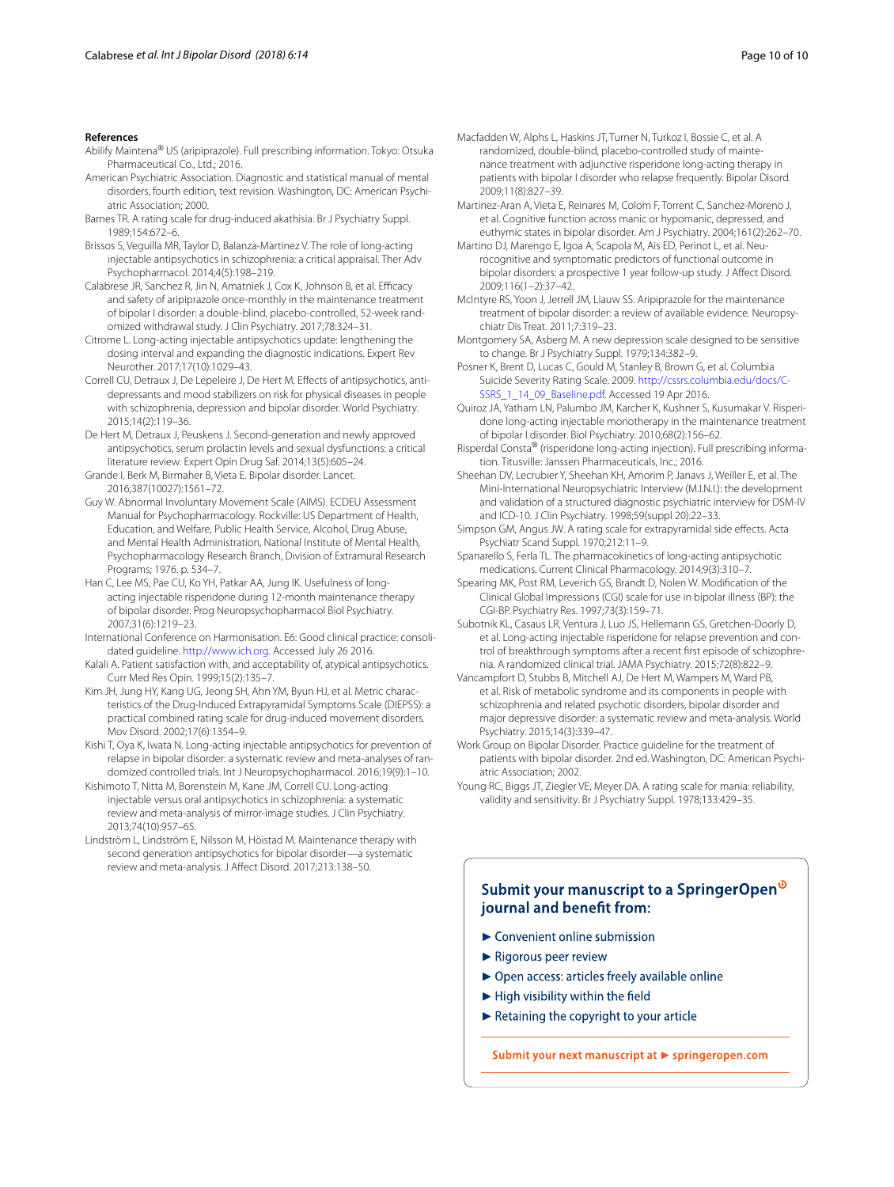## References

Abilify Maintena® US (aripiprazole). Full prescribing information. Tokyo: Otsuka Pharmaceutical Co., Ltd.; 2016.

American Psychiatric Association. Diagnostic and statistical manual of mental disorders, fourth edition, text revision. Washington, DC: American Psychiatric Association; 2000.

Barnes TR. A rating scale for drug-induced akathisia. Br J Psychiatry Suppl. 1989;154:672–6.

Brissos S, Veguilla MR, Taylor D, Balanza-Martinez V. The role of long-acting injectable antipsychotics in schizophrenia: a critical appraisal. Ther Adv Psychopharmacol. 2014;4(5):198–219.

Calabrese JR, Sanchez R, Jin N, Amatniek J, Cox K, Johnson B, et al. Efficacy and safety of aripiprazole once-monthly in the maintenance treatment of bipolar I disorder: a double-blind, placebo-controlled, 52-week randomized withdrawal study. J Clin Psychiatry. 2017;78:324–31.

Citrome L. Long-acting injectable antipsychotics update: lengthening the dosing interval and expanding the diagnostic indications. Expert Rev Neurother. 2017;17(10):1029–43.

Correll CU, Detraux J, De Lepeleire J, De Hert M. Effects of antipsychotics, antidepressants and mood stabilizers on risk for physical diseases in people with schizophrenia, depression and bipolar disorder. World Psychiatry. 2015;14(2):119–36.

De Hert M, Detraux J, Peuskens J. Second-generation and newly approved antipsychotics, serum prolactin levels and sexual dysfunctions: a critical literature review. Expert Opin Drug Saf. 2014;13(5):605–24.

Grande I, Berk M, Birmaher B, Vieta E. Bipolar disorder. Lancet. 2016;387(10027):1561–72.

Guy W. Abnormal Involuntary Movement Scale (AIMS). ECDEU Assessment Manual for Psychopharmacology. Rockville: US Department of Health, Education, and Welfare, Public Health Service, Alcohol, Drug Abuse, and Mental Health Administration, National Institute of Mental Health, Psychopharmacology Research Branch, Division of Extramural Research Programs; 1976. p. 534–7.

Han C, Lee MS, Pae CU, Ko YH, Patkar AA, Jung IK. Usefulness of long-acting injectable risperidone during 12-month maintenance therapy of bipolar disorder. Prog Neuropsychopharmacol Biol Psychiatry. 2007;31(6):1219–23.

International Conference on Harmonisation. E6: Good clinical practice: consolidated guideline. http://www.ich.org. Accessed July 26 2016.

Kalali A. Patient satisfaction with, and acceptability of, atypical antipsychotics. Curr Med Res Opin. 1999;15(2):135–7.

Kim JH, Jung HY, Kang UG, Jeong SH, Ahn YM, Byun HJ, et al. Metric characteristics of the Drug-Induced Extrapyramidal Symptoms Scale (DIEPSS): a practical combined rating scale for drug-induced movement disorders. Mov Disord. 2002;17(6):1354–9.

Kishi T, Oya K, Iwata N. Long-acting injectable antipsychotics for prevention of relapse in bipolar disorder: a systematic review and meta-analyses of randomized controlled trials. Int J Neuropsychopharmacol. 2016;19(9):1–10.

Kishimoto T, Nitta M, Borenstein M, Kane JM, Correll CU. Long-acting injectable versus oral antipsychotics in schizophrenia: a systematic review and meta-analysis of mirror-image studies. J Clin Psychiatry. 2013;74(10):957–65.

Lindström L, Lindström E, Nilsson M, Höistad M. Maintenance therapy with second generation antipsychotics for bipolar disorder—a systematic review and meta-analysis. J Affect Disord. 2017;213:138–50.

Macfadden W, Alphs L, Haskins JT, Turner N, Turkoz I, Bossie C, et al. A randomized, double-blind, placebo-controlled study of maintenance treatment with adjunctive risperidone long-acting therapy in patients with bipolar I disorder who relapse frequently. Bipolar Disord. 2009;11(8):827–39.

Martinez-Aran A, Vieta E, Reinares M, Colom F, Torrent C, Sanchez-Moreno J, et al. Cognitive function across manic or hypomanic, depressed, and euthymic states in bipolar disorder. Am J Psychiatry. 2004;161(2):262–70.

Martino DJ, Marengo E, Igoa A, Scapola M, Ais ED, Perinot L, et al. Neurocognitive and symptomatic predictors of functional outcome in bipolar disorders: a prospective 1 year follow-up study. J Affect Disord. 2009;116(1–2):37–42.

McIntyre RS, Yoon J, Jerrell JM, Liauw SS. Aripiprazole for the maintenance treatment of bipolar disorder: a review of available evidence. Neuropsychiatr Dis Treat. 2011;7:319–23.

Montgomery SA, Asberg M. A new depression scale designed to be sensitive to change. Br J Psychiatry Suppl. 1979;134:382–9.

Posner K, Brent D, Lucas C, Gould M, Stanley B, Brown G, et al. Columbia Suicide Severity Rating Scale. 2009. http://cssrs.columbia.edu/docs/C-SSRS_1_14_09_Baseline.pdf. Accessed 19 Apr 2016.

Quiroz JA, Yatham LN, Palumbo JM, Karcher K, Kushner S, Kusumakar V. Risperidone long-acting injectable monotherapy in the maintenance treatment of bipolar I disorder. Biol Psychiatry. 2010;68(2):156–62.

Risperdal Consta® (risperidone long-acting injection). Full prescribing information. Titusville: Janssen Pharmaceuticals, Inc.; 2016.

Sheehan DV, Lecrubier Y, Sheehan KH, Amorim P, Janavs J, Weiller E, et al. The Mini-International Neuropsychiatric Interview (M.I.N.I.): the development and validation of a structured diagnostic psychiatric interview for DSM-IV and ICD-10. J Clin Psychiatry. 1998;59(suppl 20):22–33.

Simpson GM, Angus JW. A rating scale for extrapyramidal side effects. Acta Psychiatr Scand Suppl. 1970;212:11–9.

Spanarello S, Ferla TL. The pharmacokinetics of long-acting antipsychotic medications. Current Clinical Pharmacology. 2014;9(3):310–7.

Spearing MK, Post RM, Leverich GS, Brandt D, Nolen W. Modification of the Clinical Global Impressions (CGI) scale for use in bipolar illness (BP): the CGI-BP. Psychiatry Res. 1997;73(3):159–71.

Subotnik KL, Casaus LR, Ventura J, Luo JS, Hellemann GS, Gretchen-Doorly D, et al. Long-acting injectable risperidone for relapse prevention and control of breakthrough symptoms after a recent first episode of schizophrenia. A randomized clinical trial. JAMA Psychiatry. 2015;72(8):822–9.

Vancampfort D, Stubbs B, Mitchell AJ, De Hert M, Wampers M, Ward PB, et al. Risk of metabolic syndrome and its components in people with schizophrenia and related psychotic disorders, bipolar disorder and major depressive disorder: a systematic review and meta-analysis. World Psychiatry. 2015;14(3):339–47.

Work Group on Bipolar Disorder. Practice guideline for the treatment of patients with bipolar disorder. 2nd ed. Washington, DC: American Psychiatric Association; 2002.

Young RC, Biggs JT, Ziegler VE, Meyer DA. A rating scale for mania: reliability, validity and sensitivity. Br J Psychiatry Suppl. 1978;133:429–35.

**Submit your manuscript to a SpringerOpen journal and benefit from:**

- ► Convenient online submission
- ► Rigorous peer review
- ► Open access: articles freely available online
- ► High visibility within the field
- ► Retaining the copyright to your article

**Submit your next manuscript at ► springeropen.com**